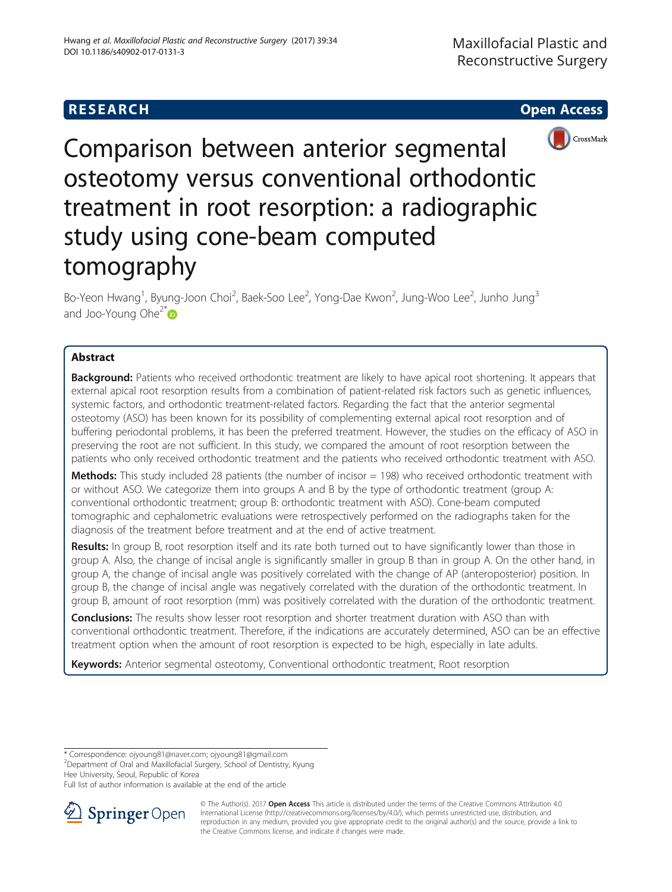RESEARCH

Open Access

# Comparison between anterior segmental osteotomy versus conventional orthodontic treatment in root resorption: a radiographic study using cone-beam computed tomography

Bo-Yeon Hwang[1], Byung-Joon Choi[2], Baek-Soo Lee[2], Yong-Dae Kwon[2], Jung-Woo Lee[2], Junho Jung[3] and Joo-Young Ohe[2*]

## Abstract

**Background:** Patients who received orthodontic treatment are likely to have apical root shortening. It appears that external apical root resorption results from a combination of patient-related risk factors such as genetic influences, systemic factors, and orthodontic treatment-related factors. Regarding the fact that the anterior segmental osteotomy (ASO) has been known for its possibility of complementing external apical root resorption and of buffering periodontal problems, it has been the preferred treatment. However, the studies on the efficacy of ASO in preserving the root are not sufficient. In this study, we compared the amount of root resorption between the patients who only received orthodontic treatment and the patients who received orthodontic treatment with ASO.

**Methods:** This study included 28 patients (the number of incisor = 198) who received orthodontic treatment with or without ASO. We categorize them into groups A and B by the type of orthodontic treatment (group A: conventional orthodontic treatment; group B: orthodontic treatment with ASO). Cone-beam computed tomographic and cephalometric evaluations were retrospectively performed on the radiographs taken for the diagnosis of the treatment before treatment and at the end of active treatment.

**Results:** In group B, root resorption itself and its rate both turned out to have significantly lower than those in group A. Also, the change of incisal angle is significantly smaller in group B than in group A. On the other hand, in group A, the change of incisal angle was positively correlated with the change of AP (anteroposterior) position. In group B, the change of incisal angle was negatively correlated with the duration of the orthodontic treatment. In group B, amount of root resorption (mm) was positively correlated with the duration of the orthodontic treatment.

**Conclusions:** The results show lesser root resorption and shorter treatment duration with ASO than with conventional orthodontic treatment. Therefore, if the indications are accurately determined, ASO can be an effective treatment option when the amount of root resorption is expected to be high, especially in late adults.

**Keywords:** Anterior segmental osteotomy, Conventional orthodontic treatment, Root resorption

\* Correspondence: ojyoung81@naver.com; ojyoung81@gmail.com
[2]Department of Oral and Maxillofacial Surgery, School of Dentistry, Kyung Hee University, Seoul, Republic of Korea
Full list of author information is available at the end of the article

© The Author(s). 2017 **Open Access** This article is distributed under the terms of the Creative Commons Attribution 4.0 International License (http://creativecommons.org/licenses/by/4.0/), which permits unrestricted use, distribution, and reproduction in any medium, provided you give appropriate credit to the original author(s) and the source, provide a link to the Creative Commons license, and indicate if changes were made.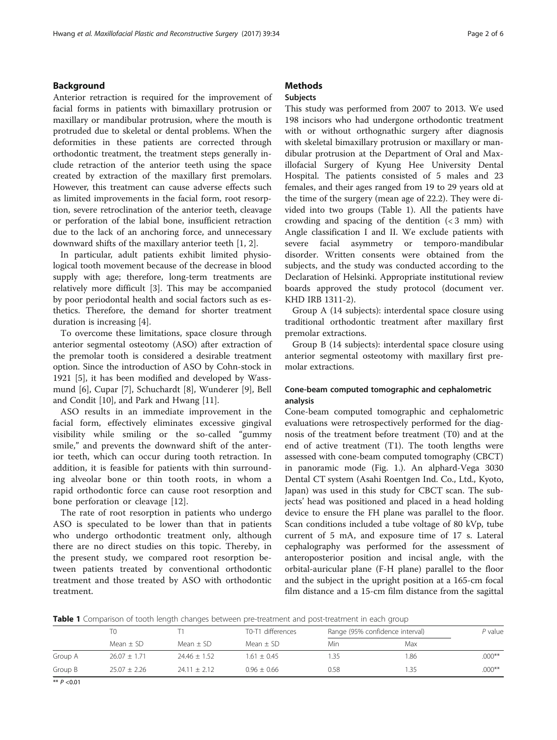## Background

Anterior retraction is required for the improvement of facial forms in patients with bimaxillary protrusion or maxillary or mandibular protrusion, where the mouth is protruded due to skeletal or dental problems. When the deformities in these patients are corrected through orthodontic treatment, the treatment steps generally include retraction of the anterior teeth using the space created by extraction of the maxillary first premolars. However, this treatment can cause adverse effects such as limited improvements in the facial form, root resorption, severe retroclination of the anterior teeth, cleavage or perforation of the labial bone, insufficient retraction due to the lack of an anchoring force, and unnecessary downward shifts of the maxillary anterior teeth [1, 2].

In particular, adult patients exhibit limited physiological tooth movement because of the decrease in blood supply with age; therefore, long-term treatments are relatively more difficult [3]. This may be accompanied by poor periodontal health and social factors such as esthetics. Therefore, the demand for shorter treatment duration is increasing [4].

To overcome these limitations, space closure through anterior segmental osteotomy (ASO) after extraction of the premolar tooth is considered a desirable treatment option. Since the introduction of ASO by Cohn-stock in 1921 [5], it has been modified and developed by Wassmund [6], Cupar [7], Schuchardt [8], Wunderer [9], Bell and Condit [10], and Park and Hwang [11].

ASO results in an immediate improvement in the facial form, effectively eliminates excessive gingival visibility while smiling or the so-called "gummy smile," and prevents the downward shift of the anterior teeth, which can occur during tooth retraction. In addition, it is feasible for patients with thin surrounding alveolar bone or thin tooth roots, in whom a rapid orthodontic force can cause root resorption and bone perforation or cleavage [12].

The rate of root resorption in patients who undergo ASO is speculated to be lower than that in patients who undergo orthodontic treatment only, although there are no direct studies on this topic. Thereby, in the present study, we compared root resorption between patients treated by conventional orthodontic treatment and those treated by ASO with orthodontic treatment.

## Methods

### Subjects

This study was performed from 2007 to 2013. We used 198 incisors who had undergone orthodontic treatment with or without orthognathic surgery after diagnosis with skeletal bimaxillary protrusion or maxillary or mandibular protrusion at the Department of Oral and Maxillofacial Surgery of Kyung Hee University Dental Hospital. The patients consisted of 5 males and 23 females, and their ages ranged from 19 to 29 years old at the time of the surgery (mean age of 22.2). They were divided into two groups (Table 1). All the patients have crowding and spacing of the dentition (< 3 mm) with Angle classification I and II. We exclude patients with severe facial asymmetry or temporo-mandibular disorder. Written consents were obtained from the subjects, and the study was conducted according to the Declaration of Helsinki. Appropriate institutional review boards approved the study protocol (document ver. KHD IRB 1311-2).

Group A (14 subjects): interdental space closure using traditional orthodontic treatment after maxillary first premolar extractions.

Group B (14 subjects): interdental space closure using anterior segmental osteotomy with maxillary first premolar extractions.

### Cone-beam computed tomographic and cephalometric analysis

Cone-beam computed tomographic and cephalometric evaluations were retrospectively performed for the diagnosis of the treatment before treatment (T0) and at the end of active treatment (T1). The tooth lengths were assessed with cone-beam computed tomography (CBCT) in panoramic mode (Fig. 1.). An alphard-Vega 3030 Dental CT system (Asahi Roentgen Ind. Co., Ltd., Kyoto, Japan) was used in this study for CBCT scan. The subjects' head was positioned and placed in a head holding device to ensure the FH plane was parallel to the floor. Scan conditions included a tube voltage of 80 kVp, tube current of 5 mA, and exposure time of 17 s. Lateral cephalography was performed for the assessment of anteroposterior position and incisal angle, with the orbital-auricular plane (F-H plane) parallel to the floor and the subject in the upright position at a 165-cm focal film distance and a 15-cm film distance from the sagittal

**Table 1** Comparison of tooth length changes between pre-treatment and post-treatment in each group

| | T0 | T1 | T0-T1 differences | Range (95% confidence interval) | | *P* value |
|---|---|---|---|---|---|---|
| | Mean ± SD | Mean ± SD | Mean ± SD | Min | Max | |
| Group A | 26.07 ± 1.71 | 24.46 ± 1.52 | 1.61 ± 0.45 | 1.35 | 1.86 | .000** |
| Group B | 25.07 ± 2.26 | 24.11 ± 2.12 | 0.96 ± 0.66 | 0.58 | 1.35 | .000** |

** $P < 0.01$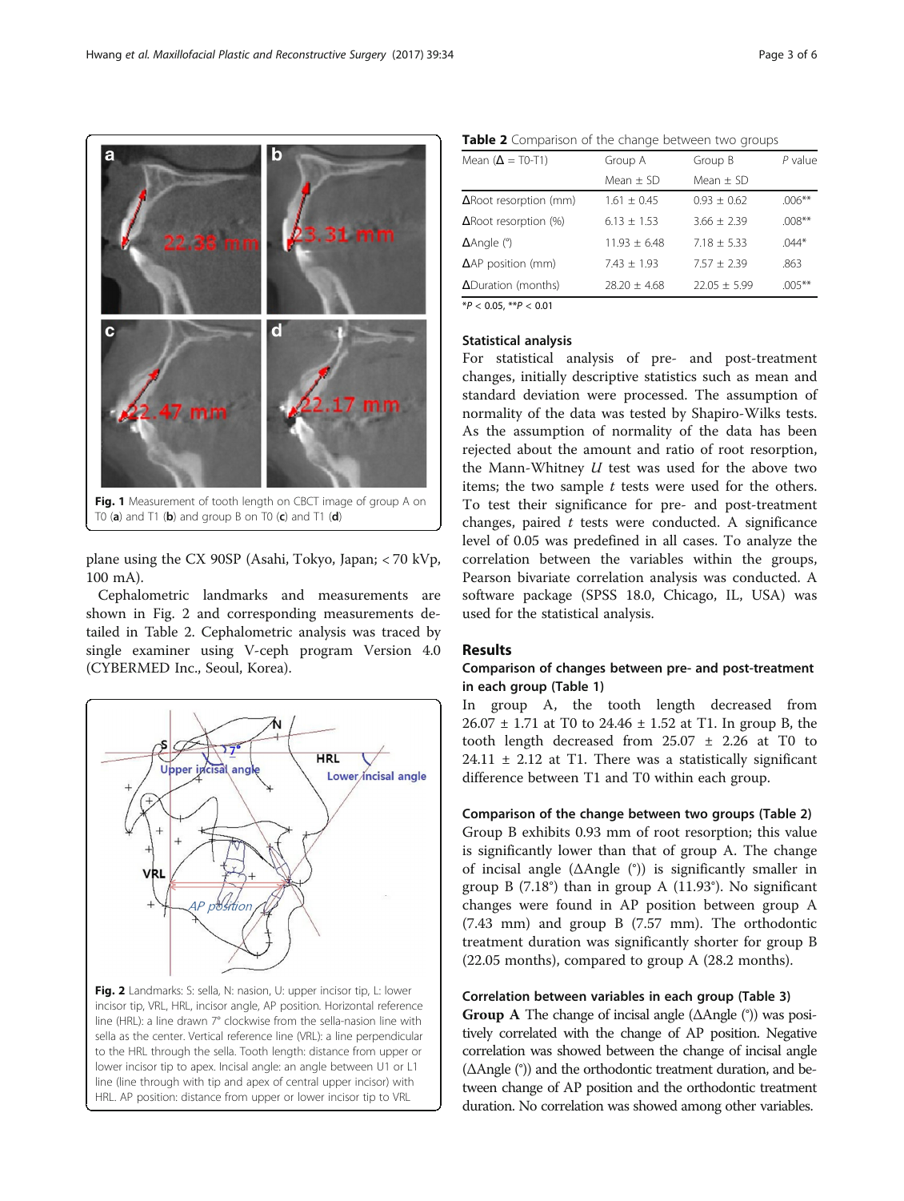Fig. 1 Measurement of tooth length on CBCT image of group A on T0 (**a**) and T1 (**b**) and group B on T0 (**c**) and T1 (**d**)

plane using the CX 90SP (Asahi, Tokyo, Japan; < 70 kVp, 100 mA).

Cephalometric landmarks and measurements are shown in Fig. 2 and corresponding measurements detailed in Table 2. Cephalometric analysis was traced by single examiner using V-ceph program Version 4.0 (CYBERMED Inc., Seoul, Korea).

Fig. 2 Landmarks: S: sella, N: nasion, U: upper incisor tip, L: lower incisor tip, VRL, HRL, incisor angle, AP position. Horizontal reference line (HRL): a line drawn 7° clockwise from the sella-nasion line with sella as the center. Vertical reference line (VRL): a line perpendicular to the HRL through the sella. Tooth length: distance from upper or lower incisor tip to apex. Incisal angle: an angle between U1 or L1 line (line through with tip and apex of central upper incisor) with HRL. AP position: distance from upper or lower incisor tip to VRL

**Table 2** Comparison of the change between two groups

| Mean (Δ = T0-T1) | Group A | Group B | *P* value |
|---|---|---|---|
| | Mean ± SD | Mean ± SD | |
| ΔRoot resorption (mm) | 1.61 ± 0.45 | 0.93 ± 0.62 | .006** |
| ΔRoot resorption (%) | 6.13 ± 1.53 | 3.66 ± 2.39 | .008** |
| ΔAngle (°) | 11.93 ± 6.48 | 7.18 ± 5.33 | .044* |
| ΔAP position (mm) | 7.43 ± 1.93 | 7.57 ± 2.39 | .863 |
| ΔDuration (months) | 28.20 ± 4.68 | 22.05 ± 5.99 | .005** |

*$P < 0.05$, **$P < 0.01$

### Statistical analysis

For statistical analysis of pre- and post-treatment changes, initially descriptive statistics such as mean and standard deviation were processed. The assumption of normality of the data was tested by Shapiro-Wilks tests. As the assumption of normality of the data has been rejected about the amount and ratio of root resorption, the Mann-Whitney *U* test was used for the above two items; the two sample *t* tests were used for the others. To test their significance for pre- and post-treatment changes, paired *t* tests were conducted. A significance level of 0.05 was predefined in all cases. To analyze the correlation between the variables within the groups, Pearson bivariate correlation analysis was conducted. A software package (SPSS 18.0, Chicago, IL, USA) was used for the statistical analysis.

## Results

### Comparison of changes between pre- and post-treatment in each group (Table 1)

In group A, the tooth length decreased from 26.07 ± 1.71 at T0 to 24.46 ± 1.52 at T1. In group B, the tooth length decreased from 25.07 ± 2.26 at T0 to 24.11 ± 2.12 at T1. There was a statistically significant difference between T1 and T0 within each group.

### Comparison of the change between two groups (Table 2)

Group B exhibits 0.93 mm of root resorption; this value is significantly lower than that of group A. The change of incisal angle (ΔAngle (°)) is significantly smaller in group B (7.18°) than in group A (11.93°). No significant changes were found in AP position between group A (7.43 mm) and group B (7.57 mm). The orthodontic treatment duration was significantly shorter for group B (22.05 months), compared to group A (28.2 months).

### Correlation between variables in each group (Table 3)

**Group A** The change of incisal angle (ΔAngle (°)) was positively correlated with the change of AP position. Negative correlation was showed between the change of incisal angle (ΔAngle (°)) and the orthodontic treatment duration, and between change of AP position and the orthodontic treatment duration. No correlation was showed among other variables.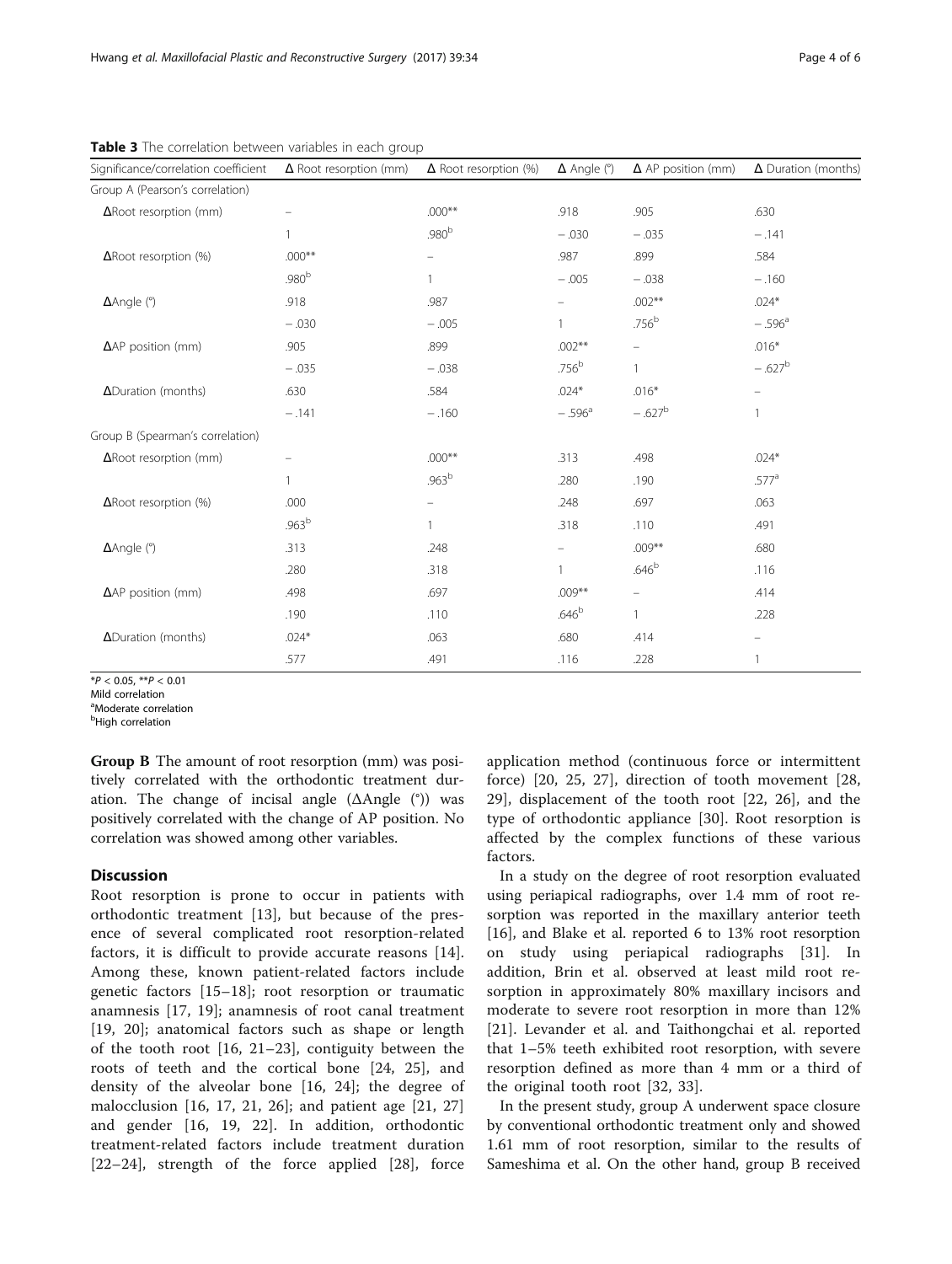**Table 3** The correlation between variables in each group

| Significance/correlation coefficient | Δ Root resorption (mm) | Δ Root resorption (%) | Δ Angle (°) | Δ AP position (mm) | Δ Duration (months) |
|---|---|---|---|---|---|
| Group A (Pearson's correlation) | | | | | |
| ΔRoot resorption (mm) | – | .000** | .918 | .905 | .630 |
| | 1 | .980[b] | − .030 | − .035 | − .141 |
| ΔRoot resorption (%) | .000** | – | .987 | .899 | .584 |
| | .980[b] | 1 | − .005 | − .038 | − .160 |
| ΔAngle (°) | .918 | .987 | – | .002** | .024* |
| | − .030 | − .005 | 1 | .756[b] | − .596[a] |
| ΔAP position (mm) | .905 | .899 | .002** | – | .016* |
| | − .035 | − .038 | .756[b] | 1 | − .627[b] |
| ΔDuration (months) | .630 | .584 | .024* | .016* | – |
| | − .141 | − .160 | − .596[a] | − .627[b] | 1 |
| Group B (Spearman's correlation) | | | | | |
| ΔRoot resorption (mm) | – | .000** | .313 | .498 | .024* |
| | 1 | .963[b] | .280 | .190 | .577[a] |
| ΔRoot resorption (%) | .000 | – | .248 | .697 | .063 |
| | .963[b] | 1 | .318 | .110 | .491 |
| ΔAngle (°) | .313 | .248 | – | .009** | .680 |
| | .280 | .318 | 1 | .646[b] | .116 |
| ΔAP position (mm) | .498 | .697 | .009** | – | .414 |
| | .190 | .110 | .646[b] | 1 | .228 |
| ΔDuration (months) | .024* | .063 | .680 | .414 | – |
| | .577 | .491 | .116 | .228 | 1 |

*$P < 0.05$, **$P < 0.01$
Mild correlation
[a]Moderate correlation
[b]High correlation

**Group B** The amount of root resorption (mm) was positively correlated with the orthodontic treatment duration. The change of incisal angle (ΔAngle (°)) was positively correlated with the change of AP position. No correlation was showed among other variables.

## Discussion

Root resorption is prone to occur in patients with orthodontic treatment [13], but because of the presence of several complicated root resorption-related factors, it is difficult to provide accurate reasons [14]. Among these, known patient-related factors include genetic factors [15–18]; root resorption or traumatic anamnesis [17, 19]; anamnesis of root canal treatment [19, 20]; anatomical factors such as shape or length of the tooth root [16, 21–23], contiguity between the roots of teeth and the cortical bone [24, 25], and density of the alveolar bone [16, 24]; the degree of malocclusion [16, 17, 21, 26]; and patient age [21, 27] and gender [16, 19, 22]. In addition, orthodontic treatment-related factors include treatment duration [22–24], strength of the force applied [28], force application method (continuous force or intermittent force) [20, 25, 27], direction of tooth movement [28, 29], displacement of the tooth root [22, 26], and the type of orthodontic appliance [30]. Root resorption is affected by the complex functions of these various factors.

In a study on the degree of root resorption evaluated using periapical radiographs, over 1.4 mm of root resorption was reported in the maxillary anterior teeth [16], and Blake et al. reported 6 to 13% root resorption on study using periapical radiographs [31]. In addition, Brin et al. observed at least mild root resorption in approximately 80% maxillary incisors and moderate to severe root resorption in more than 12% [21]. Levander et al. and Taithongchai et al. reported that 1–5% teeth exhibited root resorption, with severe resorption defined as more than 4 mm or a third of the original tooth root [32, 33].

In the present study, group A underwent space closure by conventional orthodontic treatment only and showed 1.61 mm of root resorption, similar to the results of Sameshima et al. On the other hand, group B received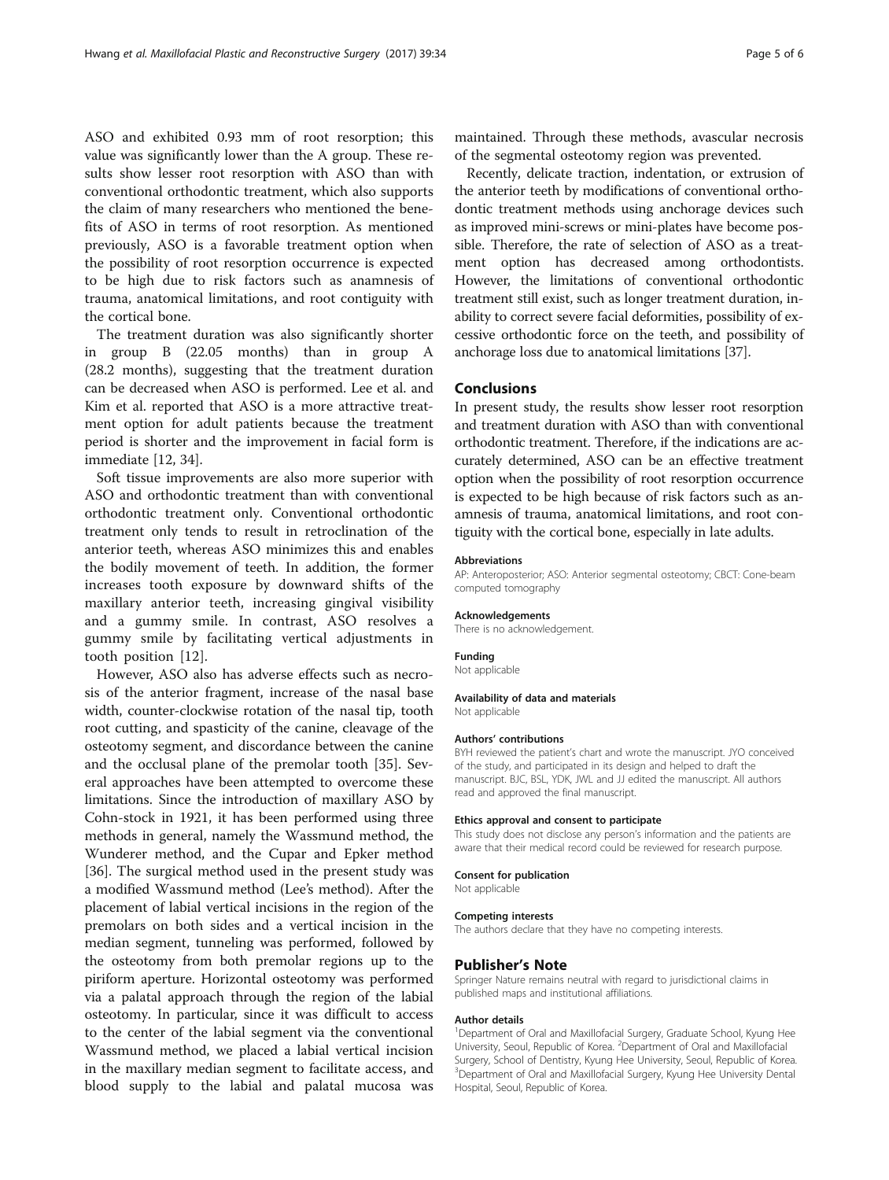ASO and exhibited 0.93 mm of root resorption; this value was significantly lower than the A group. These results show lesser root resorption with ASO than with conventional orthodontic treatment, which also supports the claim of many researchers who mentioned the benefits of ASO in terms of root resorption. As mentioned previously, ASO is a favorable treatment option when the possibility of root resorption occurrence is expected to be high due to risk factors such as anamnesis of trauma, anatomical limitations, and root contiguity with the cortical bone.

The treatment duration was also significantly shorter in group B (22.05 months) than in group A (28.2 months), suggesting that the treatment duration can be decreased when ASO is performed. Lee et al. and Kim et al. reported that ASO is a more attractive treatment option for adult patients because the treatment period is shorter and the improvement in facial form is immediate [12, 34].

Soft tissue improvements are also more superior with ASO and orthodontic treatment than with conventional orthodontic treatment only. Conventional orthodontic treatment only tends to result in retroclination of the anterior teeth, whereas ASO minimizes this and enables the bodily movement of teeth. In addition, the former increases tooth exposure by downward shifts of the maxillary anterior teeth, increasing gingival visibility and a gummy smile. In contrast, ASO resolves a gummy smile by facilitating vertical adjustments in tooth position [12].

However, ASO also has adverse effects such as necrosis of the anterior fragment, increase of the nasal base width, counter-clockwise rotation of the nasal tip, tooth root cutting, and spasticity of the canine, cleavage of the osteotomy segment, and discordance between the canine and the occlusal plane of the premolar tooth [35]. Several approaches have been attempted to overcome these limitations. Since the introduction of maxillary ASO by Cohn-stock in 1921, it has been performed using three methods in general, namely the Wassmund method, the Wunderer method, and the Cupar and Epker method [36]. The surgical method used in the present study was a modified Wassmund method (Lee's method). After the placement of labial vertical incisions in the region of the premolars on both sides and a vertical incision in the median segment, tunneling was performed, followed by the osteotomy from both premolar regions up to the piriform aperture. Horizontal osteotomy was performed via a palatal approach through the region of the labial osteotomy. In particular, since it was difficult to access to the center of the labial segment via the conventional Wassmund method, we placed a labial vertical incision in the maxillary median segment to facilitate access, and blood supply to the labial and palatal mucosa was maintained. Through these methods, avascular necrosis of the segmental osteotomy region was prevented.

Recently, delicate traction, indentation, or extrusion of the anterior teeth by modifications of conventional orthodontic treatment methods using anchorage devices such as improved mini-screws or mini-plates have become possible. Therefore, the rate of selection of ASO as a treatment option has decreased among orthodontists. However, the limitations of conventional orthodontic treatment still exist, such as longer treatment duration, inability to correct severe facial deformities, possibility of excessive orthodontic force on the teeth, and possibility of anchorage loss due to anatomical limitations [37].

## Conclusions

In present study, the results show lesser root resorption and treatment duration with ASO than with conventional orthodontic treatment. Therefore, if the indications are accurately determined, ASO can be an effective treatment option when the possibility of root resorption occurrence is expected to be high because of risk factors such as anamnesis of trauma, anatomical limitations, and root contiguity with the cortical bone, especially in late adults.

#### Abbreviations

AP: Anteroposterior; ASO: Anterior segmental osteotomy; CBCT: Cone-beam computed tomography

#### Acknowledgements

There is no acknowledgement.

#### Funding

Not applicable

#### Availability of data and materials

Not applicable

#### Authors' contributions

BYH reviewed the patient's chart and wrote the manuscript. JYO conceived of the study, and participated in its design and helped to draft the manuscript. BJC, BSL, YDK, JWL and JJ edited the manuscript. All authors read and approved the final manuscript.

#### Ethics approval and consent to participate

This study does not disclose any person's information and the patients are aware that their medical record could be reviewed for research purpose.

#### Consent for publication

Not applicable

#### Competing interests

The authors declare that they have no competing interests.

## Publisher's Note

Springer Nature remains neutral with regard to jurisdictional claims in published maps and institutional affiliations.

#### Author details

[1]Department of Oral and Maxillofacial Surgery, Graduate School, Kyung Hee University, Seoul, Republic of Korea. [2]Department of Oral and Maxillofacial Surgery, School of Dentistry, Kyung Hee University, Seoul, Republic of Korea. [3]Department of Oral and Maxillofacial Surgery, Kyung Hee University Dental Hospital, Seoul, Republic of Korea.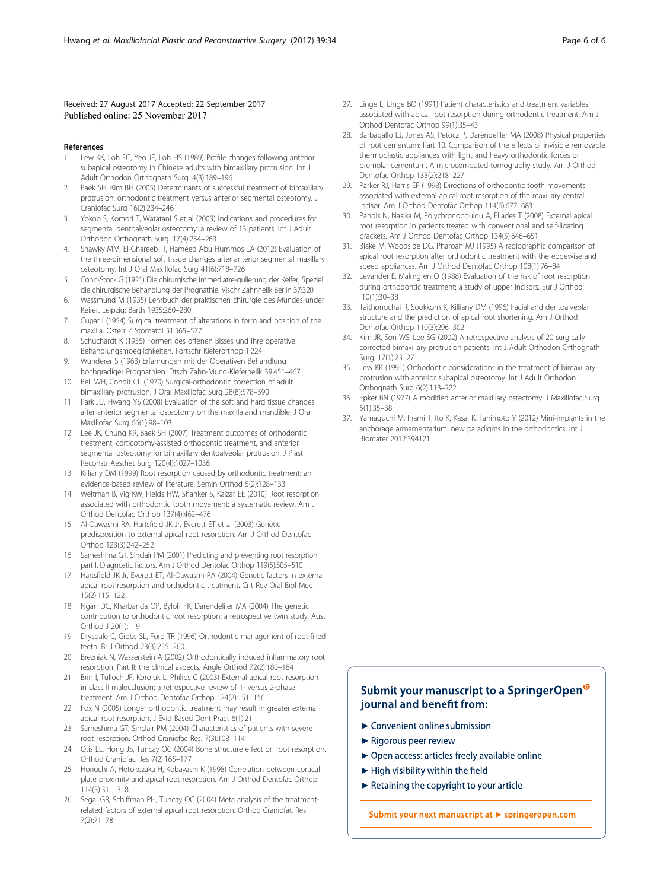Received: 27 August 2017 Accepted: 22 September 2017
Published online: 25 November 2017

## References

1. Lew KK, Loh FC, Yeo JF, Loh HS (1989) Profile changes following anterior subapical osteotomy in Chinese adults with bimaxillary protrusion. Int J Adult Orthodon Orthognath Surg. 4(3):189–196
2. Baek SH, Kim BH (2005) Determinants of successful treatment of bimaxillary protrusion: orthodontic treatment versus anterior segmental osteotomy. J Craniofac Surg 16(2):234–246
3. Yokoo S, Komori T, Watatani S et al (2003) Indications and procedures for segmental dentoalveolar osteotomy: a review of 13 patients. Int J Adult Orthodon Orthognath Surg. 17(4):254–263
4. Shawky MM, El-Ghareeb TI, Hameed Abu Hummos LA (2012) Evaluation of the three-dimensional soft tissue changes after anterior segmental maxillary osteotomy. Int J Oral Maxillofac Surg 41(6):718–726
5. Cohn-Stock G (1921) Die chirurgische immediatre-gulierung der Keifer, Speziell die chirurgische Behandlung der Prognathie. Vjschr Zahnheilk Berlin 37:320
6. Wassmund M (1935) Lehrbuch der praktischen chirurgie des Mundes under Keifer. Leipzig: Barth 1935:260–280
7. Cupar I (1954) Surgical treatment of alterations in form and position of the maxilla. Osterr Z Stomatol 51:565–577
8. Schuchardt K (1955) Formen des offenen Bisses und ihre operative Behandlungsmoeglichkeiten. Fortschr Kieferorthop 1:224
9. Wunderer S (1963) Erfahrungen mit der Operativen Behandlung hochgradiger Prognathien. Dtsch Zahn-Mund-Kieferheilk 39:451–467
10. Bell WH, Condit CL (1970) Surgical-orthodontic correction of adult bimaxillary protrusion. J Oral Maxillofac Surg 28(8):578–590
11. Park JU, Hwang YS (2008) Evaluation of the soft and hard tissue changes after anterior segmental osteotomy on the maxilla and mandible. J Oral Maxillofac Surg 66(1):98–103
12. Lee JK, Chung KR, Baek SH (2007) Treatment outcomes of orthodontic treatment, corticotomy-assisted orthodontic treatment, and anterior segmental osteotomy for bimaxillary dentoalveolar protrusion. J Plast Reconstr Aesthet Surg 120(4):1027–1036
13. Killiany DM (1999) Root resorption caused by orthodontic treatment: an evidence-based review of literature. Semin Orthod 5(2):128–133
14. Weltman B, Vig KW, Fields HW, Shanker S, Kaizar EE (2010) Root resorption associated with orthodontic tooth movement: a systematic review. Am J Orthod Dentofac Orthop 137(4):462–476
15. Al-Qawasmi RA, Hartsfield JK Jr, Everett ET et al (2003) Genetic predisposition to external apical root resorption. Am J Orthod Dentofac Orthop 123(3):242–252
16. Sameshima GT, Sinclair PM (2001) Predicting and preventing root resorption: part I. Diagnostic factors. Am J Orthod Dentofac Orthop 119(5):505–510
17. Hartsfield JK Jr, Everett ET, Al-Qawasmi RA (2004) Genetic factors in external apical root resorption and orthodontic treatment. Crit Rev Oral Biol Med 15(2):115–122
18. Ngan DC, Kharbanda OP, Byloff FK, Darendeliler MA (2004) The genetic contribution to orthodontic root resorption: a retrospective twin study. Aust Orthod J 20(1):1–9
19. Drysdale C, Gibbs SL, Ford TR (1996) Orthodontic management of root-filled teeth. Br J Orthod 23(3):255–260
20. Brezniak N, Wasserstein A (2002) Orthodontically induced inflammatory root resorption. Part II: the clinical aspects. Angle Orthod 72(2):180–184
21. Brin I, Tulloch JF, Koroluk L, Philips C (2003) External apical root resorption in class II malocclusion: a retrospective review of 1- versus 2-phase treatment. Am J Orthod Dentofac Orthop 124(2):151–156
22. Fox N (2005) Longer orthodontic treatment may result in greater external apical root resorption. J Evid Based Dent Pract 6(1):21
23. Sameshima GT, Sinclair PM (2004) Characteristics of patients with severe root resorption. Orthod Craniofac Res. 7(3):108–114
24. Otis LL, Hong JS, Tuncay OC (2004) Bone structure effect on root resorption. Orthod Craniofac Res 7(2):165–177
25. Horiuchi A, Hotokezaka H, Kobayashi K (1998) Correlation between cortical plate proximity and apical root resorption. Am J Orthod Dentofac Orthop 114(3):311–318
26. Segal GR, Schiffman PH, Tuncay OC (2004) Meta analysis of the treatment-related factors of external apical root resorption. Orthod Craniofac Res 7(2):71–78
27. Linge L, Linge BO (1991) Patient characteristics and treatment variables associated with apical root resorption during orthodontic treatment. Am J Orthod Dentofac Orthop 99(1):35–43
28. Barbagallo LJ, Jones AS, Petocz P, Darendeliler MA (2008) Physical properties of root cementum: Part 10. Comparison of the effects of invisible removable thermoplastic appliances with light and heavy orthodontic forces on premolar cementum. A microcomputed-tomography study. Am J Orthod Dentofac Orthop 133(2):218–227
29. Parker RJ, Harris EF (1998) Directions of orthodontic tooth movements associated with external apical root resorption of the maxillary central incisor. Am J Orthod Dentofac Orthop 114(6):677–683
30. Pandis N, Nasika M, Polychronopoulou A, Eliades T (2008) External apical root resorption in patients treated with conventional and self-ligating brackets. Am J Orthod Dentofac Orthop 134(5):646–651
31. Blake M, Woodside DG, Pharoah MJ (1995) A radiographic comparison of apical root resorption after orthodontic treatment with the edgewise and speed appliances. Am J Orthod Dentofac Orthop 108(1):76–84
32. Levander E, Malmgren O (1988) Evaluation of the risk of root resorption during orthodontic treatment: a study of upper incisors. Eur J Orthod 10(1):30–38
33. Taithongchai R, Sookkorn K, Killiany DM (1996) Facial and dentoalveolar structure and the prediction of apical root shortening. Am J Orthod Dentofac Orthop 110(3):296–302
34. Kim JR, Son WS, Lee SG (2002) A retrospective analysis of 20 surgically corrected bimaxillary protrusion patients. Int J Adult Orthodon Orthognath Surg. 17(1):23–27
35. Lew KK (1991) Orthodontic considerations in the treatment of bimaxillary protrusion with anterior subapical osteotomy. Int J Adult Orthodon Orthognath Surg 6(2):113–222
36. Epker BN (1977) A modified anterior maxillary ostectomy. J Maxillofac Surg 5(1):35–38
37. Yamaguchi M, Inami T, Ito K, Kasai K, Tanimoto Y (2012) Mini-implants in the anchorage armamentarium: new paradigms in the orthodontics. Int J Biomater 2012:394121